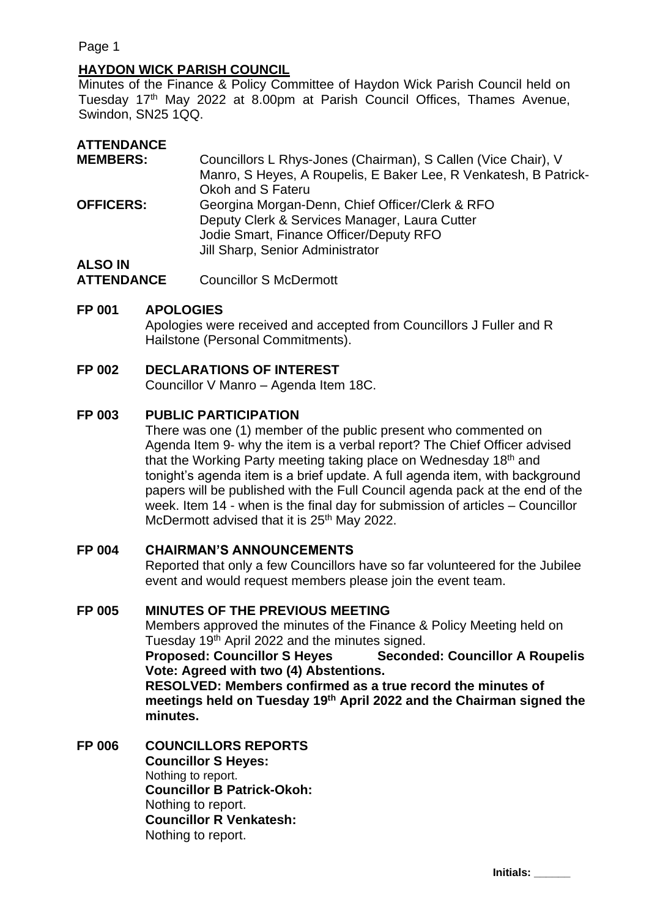## HAYDON WICK PARISH COUNCIL

Minutes of the Finance & Policy Committee of Haydon Wick Parish Council held on Tuesday 17th May 2022 at 8.00pm at Parish Council Offices, Thames Avenue, Swindon, SN25 1QQ.

**ATTENDANCE**

**MEMBERS:** Councillors L Rhys-Jones (Chairman), S Callen (Vice Chair), V Manro, S Heyes, A Roupelis, E Baker Lee, R Venkatesh, B Patrick-Okoh and S Fateru

**OFFICERS:** Georgina Morgan-Denn, Chief Officer/Clerk & RFO
Deputy Clerk & Services Manager, Laura Cutter
Jodie Smart, Finance Officer/Deputy RFO
Jill Sharp, Senior Administrator

**ALSO IN ATTENDANCE** Councillor S McDermott

**FP 001 APOLOGIES**

Apologies were received and accepted from Councillors J Fuller and R Hailstone (Personal Commitments).

**FP 002 DECLARATIONS OF INTEREST**

Councillor V Manro – Agenda Item 18C.

**FP 003 PUBLIC PARTICIPATION**

There was one (1) member of the public present who commented on Agenda Item 9- why the item is a verbal report? The Chief Officer advised that the Working Party meeting taking place on Wednesday 18th and tonight's agenda item is a brief update. A full agenda item, with background papers will be published with the Full Council agenda pack at the end of the week. Item 14 - when is the final day for submission of articles – Councillor McDermott advised that it is 25th May 2022.

**FP 004 CHAIRMAN'S ANNOUNCEMENTS**

Reported that only a few Councillors have so far volunteered for the Jubilee event and would request members please join the event team.

**FP 005 MINUTES OF THE PREVIOUS MEETING**

Members approved the minutes of the Finance & Policy Meeting held on Tuesday 19th April 2022 and the minutes signed.

**Proposed: Councillor S Heyes Seconded: Councillor A Roupelis**
**Vote: Agreed with two (4) Abstentions.**
**RESOLVED: Members confirmed as a true record the minutes of meetings held on Tuesday 19th April 2022 and the Chairman signed the minutes.**

**FP 006 COUNCILLORS REPORTS**

**Councillor S Heyes:**
Nothing to report.
**Councillor B Patrick-Okoh:**
Nothing to report.
**Councillor R Venkatesh:**
Nothing to report.

Initials: ______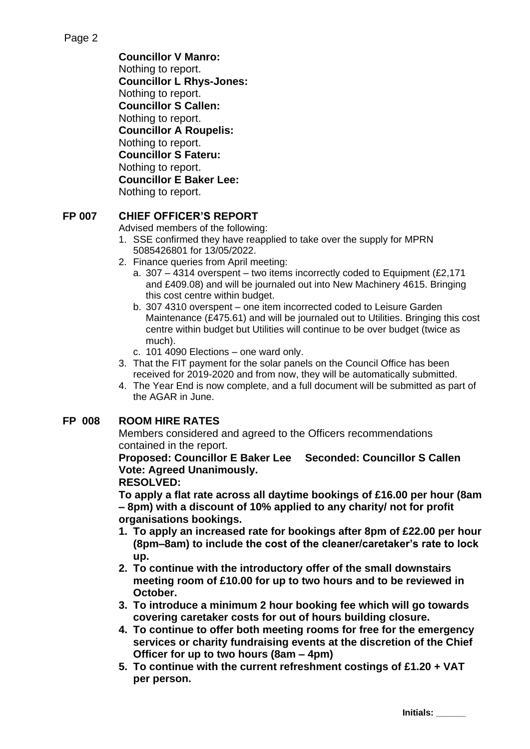**Councillor V Manro:**
Nothing to report.
**Councillor L Rhys-Jones:**
Nothing to report.
**Councillor S Callen:**
Nothing to report.
**Councillor A Roupelis:**
Nothing to report.
**Councillor S Fateru:**
Nothing to report.
**Councillor E Baker Lee:**
Nothing to report.

## FP 007 CHIEF OFFICER'S REPORT

Advised members of the following:

1. SSE confirmed they have reapplied to take over the supply for MPRN 5085426801 for 13/05/2022.
2. Finance queries from April meeting:
   a. 307 – 4314 overspent – two items incorrectly coded to Equipment (£2,171 and £409.08) and will be journaled out into New Machinery 4615. Bringing this cost centre within budget.
   b. 307 4310 overspent – one item incorrected coded to Leisure Garden Maintenance (£475.61) and will be journaled out to Utilities. Bringing this cost centre within budget but Utilities will continue to be over budget (twice as much).
   c. 101 4090 Elections – one ward only.
3. That the FIT payment for the solar panels on the Council Office has been received for 2019-2020 and from now, they will be automatically submitted.
4. The Year End is now complete, and a full document will be submitted as part of the AGAR in June.

## FP 008 ROOM HIRE RATES

Members considered and agreed to the Officers recommendations contained in the report.

**Proposed: Councillor E Baker Lee Seconded: Councillor S Callen**
**Vote: Agreed Unanimously.**
**RESOLVED:**
**To apply a flat rate across all daytime bookings of £16.00 per hour (8am – 8pm) with a discount of 10% applied to any charity/ not for profit organisations bookings.**

1. **To apply an increased rate for bookings after 8pm of £22.00 per hour (8pm–8am) to include the cost of the cleaner/caretaker's rate to lock up.**
2. **To continue with the introductory offer of the small downstairs meeting room of £10.00 for up to two hours and to be reviewed in October.**
3. **To introduce a minimum 2 hour booking fee which will go towards covering caretaker costs for out of hours building closure.**
4. **To continue to offer both meeting rooms for free for the emergency services or charity fundraising events at the discretion of the Chief Officer for up to two hours (8am – 4pm)**
5. **To continue with the current refreshment costings of £1.20 + VAT per person.**

Initials: ______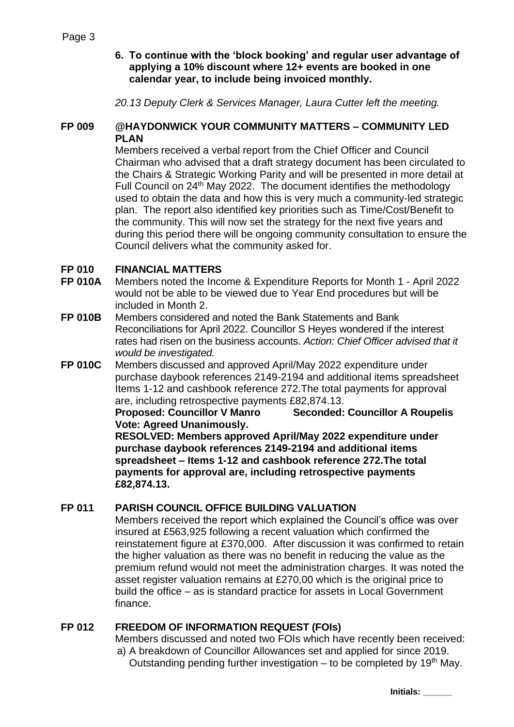6. **To continue with the 'block booking' and regular user advantage of applying a 10% discount where 12+ events are booked in one calendar year, to include being invoiced monthly.**

*20.13 Deputy Clerk & Services Manager, Laura Cutter left the meeting.*

**FP 009 @HAYDONWICK YOUR COMMUNITY MATTERS – COMMUNITY LED PLAN**

Members received a verbal report from the Chief Officer and Council Chairman who advised that a draft strategy document has been circulated to the Chairs & Strategic Working Parity and will be presented in more detail at Full Council on 24th May 2022. The document identifies the methodology used to obtain the data and how this is very much a community-led strategic plan. The report also identified key priorities such as Time/Cost/Benefit to the community. This will now set the strategy for the next five years and during this period there will be ongoing community consultation to ensure the Council delivers what the community asked for.

**FP 010 FINANCIAL MATTERS**

**FP 010A** Members noted the Income & Expenditure Reports for Month 1 - April 2022 would not be able to be viewed due to Year End procedures but will be included in Month 2.

**FP 010B** Members considered and noted the Bank Statements and Bank Reconciliations for April 2022. Councillor S Heyes wondered if the interest rates had risen on the business accounts. *Action: Chief Officer advised that it would be investigated.*

**FP 010C** Members discussed and approved April/May 2022 expenditure under purchase daybook references 2149-2194 and additional items spreadsheet Items 1-12 and cashbook reference 272.The total payments for approval are, including retrospective payments £82,874.13.

**Proposed: Councillor V Manro Seconded: Councillor A Roupelis**
**Vote: Agreed Unanimously.**
**RESOLVED: Members approved April/May 2022 expenditure under purchase daybook references 2149-2194 and additional items spreadsheet – Items 1-12 and cashbook reference 272.The total payments for approval are, including retrospective payments £82,874.13.**

**FP 011 PARISH COUNCIL OFFICE BUILDING VALUATION**

Members received the report which explained the Council's office was over insured at £563,925 following a recent valuation which confirmed the reinstatement figure at £370,000. After discussion it was confirmed to retain the higher valuation as there was no benefit in reducing the value as the premium refund would not meet the administration charges. It was noted the asset register valuation remains at £270,00 which is the original price to build the office – as is standard practice for assets in Local Government finance.

**FP 012 FREEDOM OF INFORMATION REQUEST (FOIs)**

Members discussed and noted two FOIs which have recently been received:

a) A breakdown of Councillor Allowances set and applied for since 2019. Outstanding pending further investigation – to be completed by 19th May.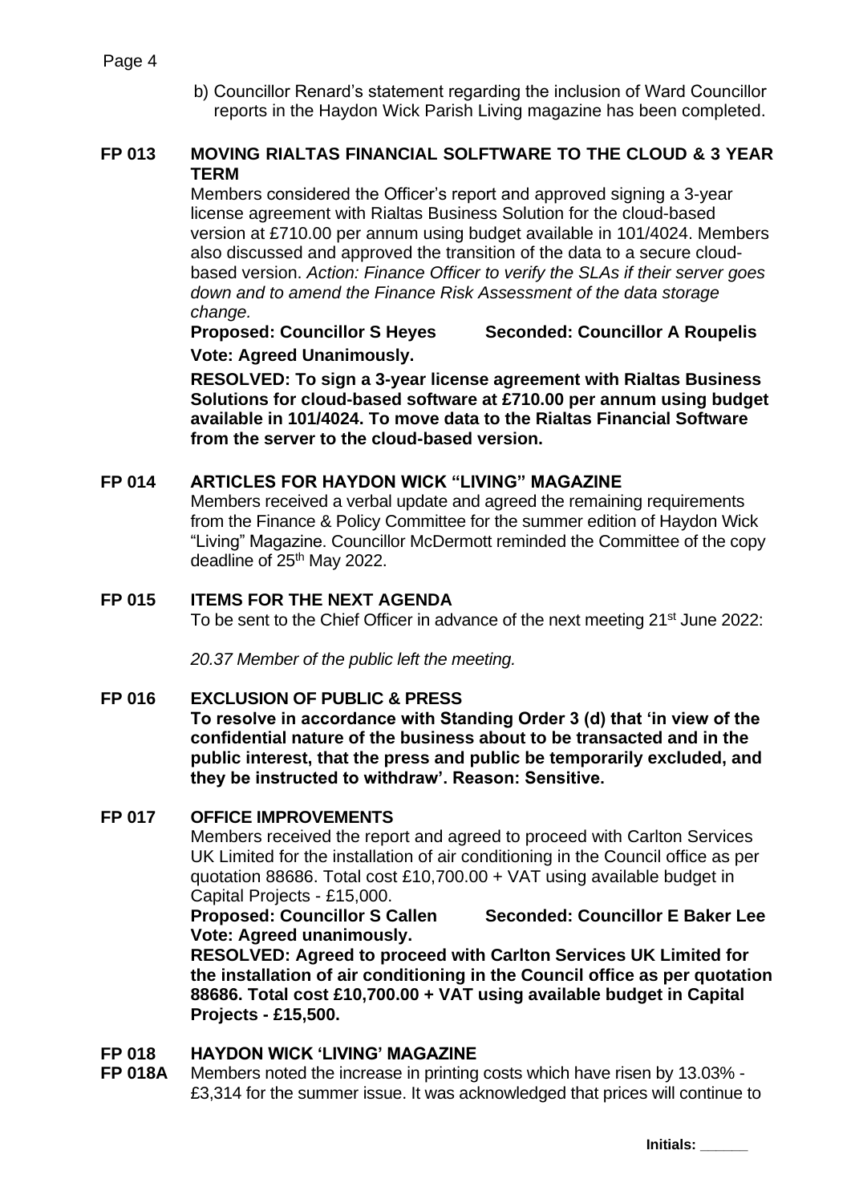b) Councillor Renard's statement regarding the inclusion of Ward Councillor reports in the Haydon Wick Parish Living magazine has been completed.

**FP 013 MOVING RIALTAS FINANCIAL SOLFTWARE TO THE CLOUD & 3 YEAR TERM**

Members considered the Officer's report and approved signing a 3-year license agreement with Rialtas Business Solution for the cloud-based version at £710.00 per annum using budget available in 101/4024. Members also discussed and approved the transition of the data to a secure cloud-based version. *Action: Finance Officer to verify the SLAs if their server goes down and to amend the Finance Risk Assessment of the data storage change.*

**Proposed: Councillor S Heyes Seconded: Councillor A Roupelis**

**Vote: Agreed Unanimously.**

**RESOLVED: To sign a 3-year license agreement with Rialtas Business Solutions for cloud-based software at £710.00 per annum using budget available in 101/4024. To move data to the Rialtas Financial Software from the server to the cloud-based version.**

**FP 014 ARTICLES FOR HAYDON WICK "LIVING" MAGAZINE**

Members received a verbal update and agreed the remaining requirements from the Finance & Policy Committee for the summer edition of Haydon Wick "Living" Magazine. Councillor McDermott reminded the Committee of the copy deadline of 25th May 2022.

**FP 015 ITEMS FOR THE NEXT AGENDA**

To be sent to the Chief Officer in advance of the next meeting 21st June 2022:

*20.37 Member of the public left the meeting.*

**FP 016 EXCLUSION OF PUBLIC & PRESS**

**To resolve in accordance with Standing Order 3 (d) that 'in view of the confidential nature of the business about to be transacted and in the public interest, that the press and public be temporarily excluded, and they be instructed to withdraw'. Reason: Sensitive.**

**FP 017 OFFICE IMPROVEMENTS**

Members received the report and agreed to proceed with Carlton Services UK Limited for the installation of air conditioning in the Council office as per quotation 88686. Total cost £10,700.00 + VAT using available budget in Capital Projects - £15,000.

**Proposed: Councillor S Callen Seconded: Councillor E Baker Lee**

**Vote: Agreed unanimously.**

**RESOLVED: Agreed to proceed with Carlton Services UK Limited for the installation of air conditioning in the Council office as per quotation 88686. Total cost £10,700.00 + VAT using available budget in Capital Projects - £15,500.**

**FP 018 HAYDON WICK 'LIVING' MAGAZINE**

**FP 018A** Members noted the increase in printing costs which have risen by 13.03% - £3,314 for the summer issue. It was acknowledged that prices will continue to

Initials: ______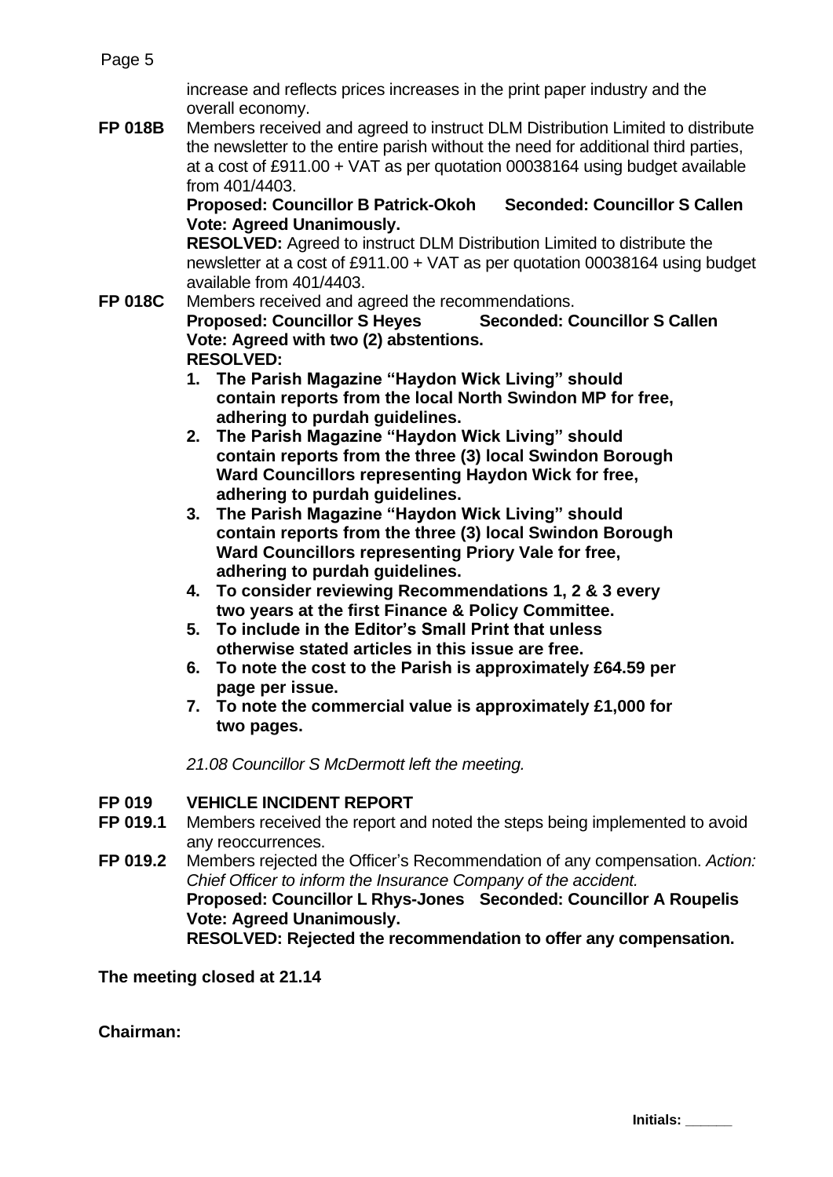increase and reflects prices increases in the print paper industry and the overall economy.

**FP 018B** Members received and agreed to instruct DLM Distribution Limited to distribute the newsletter to the entire parish without the need for additional third parties, at a cost of £911.00 + VAT as per quotation 00038164 using budget available from 401/4403.
**Proposed: Councillor B Patrick-Okoh Seconded: Councillor S Callen**
**Vote: Agreed Unanimously.**
**RESOLVED:** Agreed to instruct DLM Distribution Limited to distribute the newsletter at a cost of £911.00 + VAT as per quotation 00038164 using budget available from 401/4403.

**FP 018C** Members received and agreed the recommendations.
**Proposed: Councillor S Heyes Seconded: Councillor S Callen**
**Vote: Agreed with two (2) abstentions.**
**RESOLVED:**

1. **The Parish Magazine "Haydon Wick Living" should contain reports from the local North Swindon MP for free, adhering to purdah guidelines.**
2. **The Parish Magazine "Haydon Wick Living" should contain reports from the three (3) local Swindon Borough Ward Councillors representing Haydon Wick for free, adhering to purdah guidelines.**
3. **The Parish Magazine "Haydon Wick Living" should contain reports from the three (3) local Swindon Borough Ward Councillors representing Priory Vale for free, adhering to purdah guidelines.**
4. **To consider reviewing Recommendations 1, 2 & 3 every two years at the first Finance & Policy Committee.**
5. **To include in the Editor's Small Print that unless otherwise stated articles in this issue are free.**
6. **To note the cost to the Parish is approximately £64.59 per page per issue.**
7. **To note the commercial value is approximately £1,000 for two pages.**

*21.08 Councillor S McDermott left the meeting.*

**FP 019 VEHICLE INCIDENT REPORT**

**FP 019.1** Members received the report and noted the steps being implemented to avoid any reoccurrences.

**FP 019.2** Members rejected the Officer's Recommendation of any compensation. *Action: Chief Officer to inform the Insurance Company of the accident.*
**Proposed: Councillor L Rhys-Jones Seconded: Councillor A Roupelis**
**Vote: Agreed Unanimously.**
**RESOLVED: Rejected the recommendation to offer any compensation.**

**The meeting closed at 21.14**

**Chairman:**

**Initials: ______**